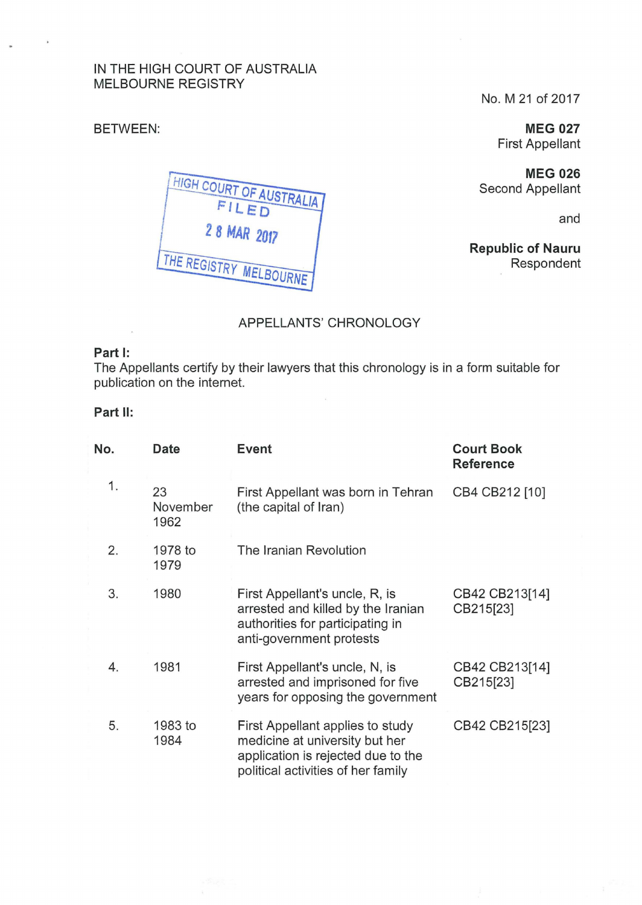IN THE HIGH COURT OF AUSTRALIA
MELBOURNE REGISTRY

No. M 21 of 2017

BETWEEN:

**MEG 027**
First Appellant

**MEG 026**
Second Appellant

and

**Republic of Nauru**
Respondent

HIGH COURT OF AUSTRALIA
FILED
28 MAR 2017
THE REGISTRY MELBOURNE

APPELLANTS' CHRONOLOGY

**Part I:**
The Appellants certify by their lawyers that this chronology is in a form suitable for publication on the internet.

**Part II:**

| No. | Date | Event | Court Book Reference |
|---|---|---|---|
| 1. | 23 November 1962 | First Appellant was born in Tehran (the capital of Iran) | CB4 CB212 [10] |
| 2. | 1978 to 1979 | The Iranian Revolution | |
| 3. | 1980 | First Appellant's uncle, R, is arrested and killed by the Iranian authorities for participating in anti-government protests | CB42 CB213[14] CB215[23] |
| 4. | 1981 | First Appellant's uncle, N, is arrested and imprisoned for five years for opposing the government | CB42 CB213[14] CB215[23] |
| 5. | 1983 to 1984 | First Appellant applies to study medicine at university but her application is rejected due to the political activities of her family | CB42 CB215[23] |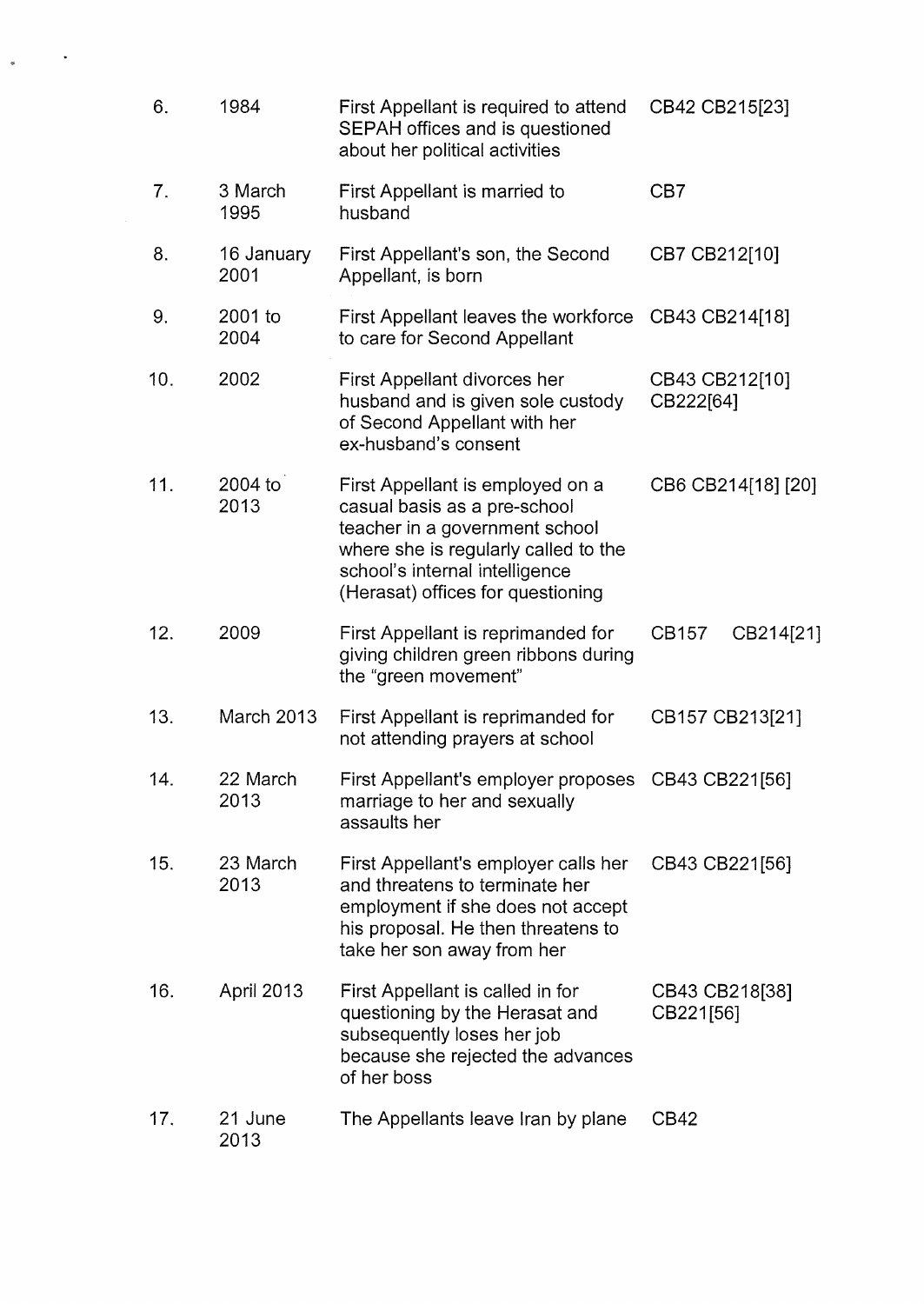| | | | |
|---|---|---|---|
| 6. | 1984 | First Appellant is required to attend SEPAH offices and is questioned about her political activities | CB42 CB215[23] |
| 7. | 3 March 1995 | First Appellant is married to husband | CB7 |
| 8. | 16 January 2001 | First Appellant's son, the Second Appellant, is born | CB7 CB212[10] |
| 9. | 2001 to 2004 | First Appellant leaves the workforce to care for Second Appellant | CB43 CB214[18] |
| 10. | 2002 | First Appellant divorces her husband and is given sole custody of Second Appellant with her ex-husband's consent | CB43 CB212[10] CB222[64] |
| 11. | 2004 to 2013 | First Appellant is employed on a casual basis as a pre-school teacher in a government school where she is regularly called to the school's internal intelligence (Herasat) offices for questioning | CB6 CB214[18] [20] |
| 12. | 2009 | First Appellant is reprimanded for giving children green ribbons during the "green movement" | CB157 CB214[21] |
| 13. | March 2013 | First Appellant is reprimanded for not attending prayers at school | CB157 CB213[21] |
| 14. | 22 March 2013 | First Appellant's employer proposes marriage to her and sexually assaults her | CB43 CB221[56] |
| 15. | 23 March 2013 | First Appellant's employer calls her and threatens to terminate her employment if she does not accept his proposal. He then threatens to take her son away from her | CB43 CB221[56] |
| 16. | April 2013 | First Appellant is called in for questioning by the Herasat and subsequently loses her job because she rejected the advances of her boss | CB43 CB218[38] CB221[56] |
| 17. | 21 June 2013 | The Appellants leave Iran by plane | CB42 |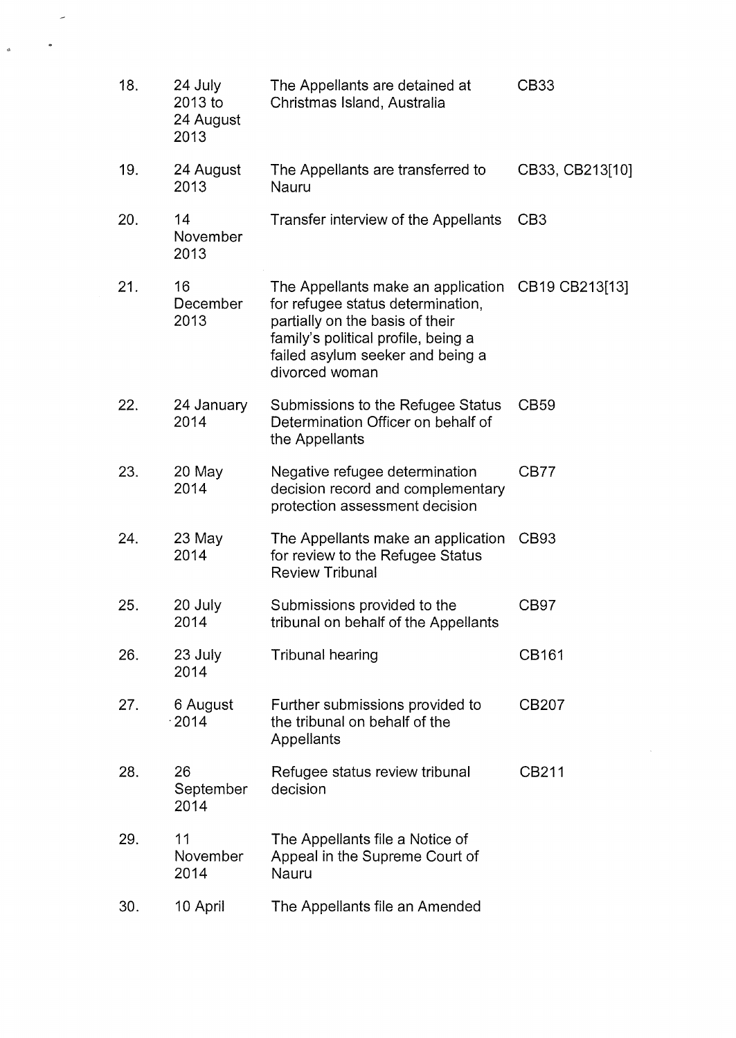| | | | |
|---|---|---|---|
| 18. | 24 July 2013 to 24 August 2013 | The Appellants are detained at Christmas Island, Australia | CB33 |
| 19. | 24 August 2013 | The Appellants are transferred to Nauru | CB33, CB213[10] |
| 20. | 14 November 2013 | Transfer interview of the Appellants | CB3 |
| 21. | 16 December 2013 | The Appellants make an application for refugee status determination, partially on the basis of their family's political profile, being a failed asylum seeker and being a divorced woman | CB19 CB213[13] |
| 22. | 24 January 2014 | Submissions to the Refugee Status Determination Officer on behalf of the Appellants | CB59 |
| 23. | 20 May 2014 | Negative refugee determination decision record and complementary protection assessment decision | CB77 |
| 24. | 23 May 2014 | The Appellants make an application for review to the Refugee Status Review Tribunal | CB93 |
| 25. | 20 July 2014 | Submissions provided to the tribunal on behalf of the Appellants | CB97 |
| 26. | 23 July 2014 | Tribunal hearing | CB161 |
| 27. | 6 August 2014 | Further submissions provided to the tribunal on behalf of the Appellants | CB207 |
| 28. | 26 September 2014 | Refugee status review tribunal decision | CB211 |
| 29. | 11 November 2014 | The Appellants file a Notice of Appeal in the Supreme Court of Nauru | |
| 30. | 10 April | The Appellants file an Amended | |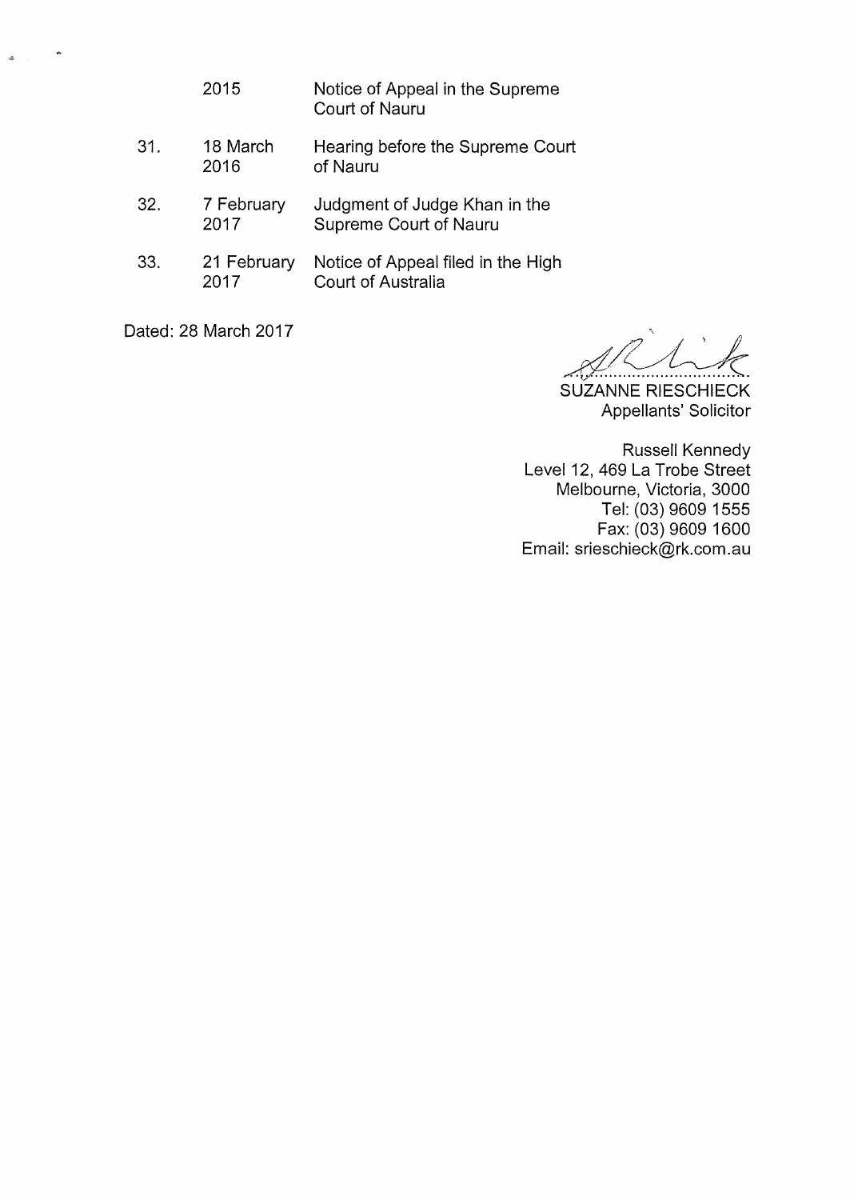| | | |
|---|---|---|
| | 2015 | Notice of Appeal in the Supreme Court of Nauru |
| 31. | 18 March 2016 | Hearing before the Supreme Court of Nauru |
| 32. | 7 February 2017 | Judgment of Judge Khan in the Supreme Court of Nauru |
| 33. | 21 February 2017 | Notice of Appeal filed in the High Court of Australia |

Dated: 28 March 2017

SUZANNE RIESCHIECK
Appellants' Solicitor

Russell Kennedy
Level 12, 469 La Trobe Street
Melbourne, Victoria, 3000
Tel: (03) 9609 1555
Fax: (03) 9609 1600
Email: srieschieck@rk.com.au